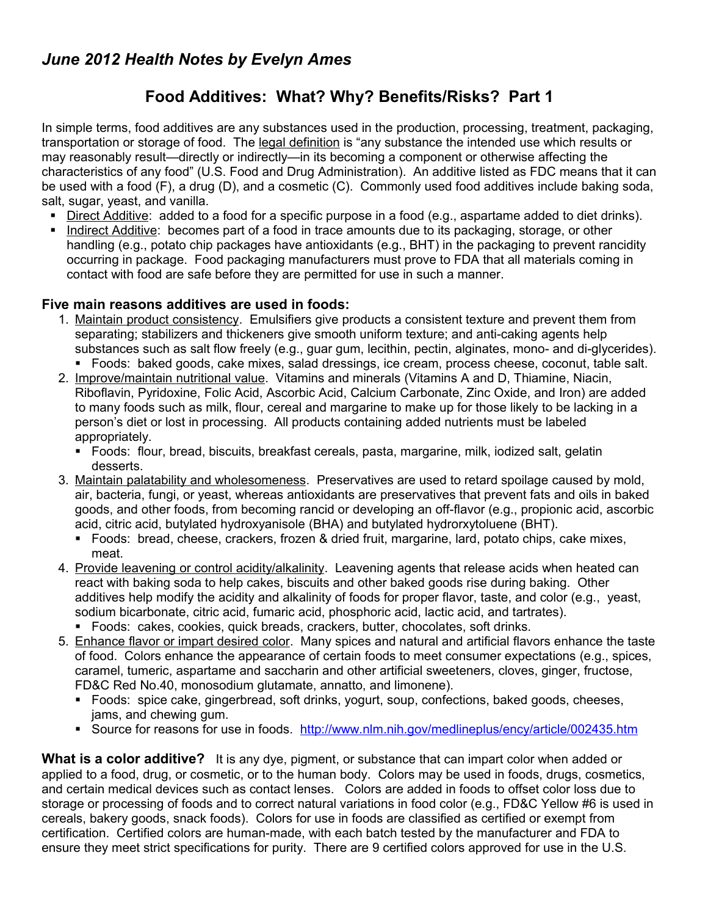# *June 2012 Health Notes by Evelyn Ames*

## Food Additives: What? Why? Benefits/Risks? Part 1

In simple terms, food additives are any substances used in the production, processing, treatment, packaging, transportation or storage of food. The legal definition is "any substance the intended use which results or may reasonably result—directly or indirectly—in its becoming a component or otherwise affecting the characteristics of any food" (U.S. Food and Drug Administration). An additive listed as FDC means that it can be used with a food (F), a drug (D), and a cosmetic (C). Commonly used food additives include baking soda, salt, sugar, yeast, and vanilla.

- Direct Additive: added to a food for a specific purpose in a food (e.g., aspartame added to diet drinks).
- Indirect Additive: becomes part of a food in trace amounts due to its packaging, storage, or other handling (e.g., potato chip packages have antioxidants (e.g., BHT) in the packaging to prevent rancidity occurring in package. Food packaging manufacturers must prove to FDA that all materials coming in contact with food are safe before they are permitted for use in such a manner.

### Five main reasons additives are used in foods:

1. Maintain product consistency. Emulsifiers give products a consistent texture and prevent them from separating; stabilizers and thickeners give smooth uniform texture; and anti-caking agents help substances such as salt flow freely (e.g., guar gum, lecithin, pectin, alginates, mono- and di-glycerides).
   - Foods: baked goods, cake mixes, salad dressings, ice cream, process cheese, coconut, table salt.
2. Improve/maintain nutritional value. Vitamins and minerals (Vitamins A and D, Thiamine, Niacin, Riboflavin, Pyridoxine, Folic Acid, Ascorbic Acid, Calcium Carbonate, Zinc Oxide, and Iron) are added to many foods such as milk, flour, cereal and margarine to make up for those likely to be lacking in a person's diet or lost in processing. All products containing added nutrients must be labeled appropriately.
   - Foods: flour, bread, biscuits, breakfast cereals, pasta, margarine, milk, iodized salt, gelatin desserts.
3. Maintain palatability and wholesomeness. Preservatives are used to retard spoilage caused by mold, air, bacteria, fungi, or yeast, whereas antioxidants are preservatives that prevent fats and oils in baked goods, and other foods, from becoming rancid or developing an off-flavor (e.g., propionic acid, ascorbic acid, citric acid, butylated hydroxyanisole (BHA) and butylated hydrorxytoluene (BHT).
   - Foods: bread, cheese, crackers, frozen & dried fruit, margarine, lard, potato chips, cake mixes, meat.
4. Provide leavening or control acidity/alkalinity. Leavening agents that release acids when heated can react with baking soda to help cakes, biscuits and other baked goods rise during baking. Other additives help modify the acidity and alkalinity of foods for proper flavor, taste, and color (e.g., yeast, sodium bicarbonate, citric acid, fumaric acid, phosphoric acid, lactic acid, and tartrates).
   - Foods: cakes, cookies, quick breads, crackers, butter, chocolates, soft drinks.
5. Enhance flavor or impart desired color. Many spices and natural and artificial flavors enhance the taste of food. Colors enhance the appearance of certain foods to meet consumer expectations (e.g., spices, caramel, tumeric, aspartame and saccharin and other artificial sweeteners, cloves, ginger, fructose, FD&C Red No.40, monosodium glutamate, annatto, and limonene).
   - Foods: spice cake, gingerbread, soft drinks, yogurt, soup, confections, baked goods, cheeses, jams, and chewing gum.
   - Source for reasons for use in foods. http://www.nlm.nih.gov/medlineplus/ency/article/002435.htm

**What is a color additive?** It is any dye, pigment, or substance that can impart color when added or applied to a food, drug, or cosmetic, or to the human body. Colors may be used in foods, drugs, cosmetics, and certain medical devices such as contact lenses. Colors are added in foods to offset color loss due to storage or processing of foods and to correct natural variations in food color (e.g., FD&C Yellow #6 is used in cereals, bakery goods, snack foods). Colors for use in foods are classified as certified or exempt from certification. Certified colors are human-made, with each batch tested by the manufacturer and FDA to ensure they meet strict specifications for purity. There are 9 certified colors approved for use in the U.S.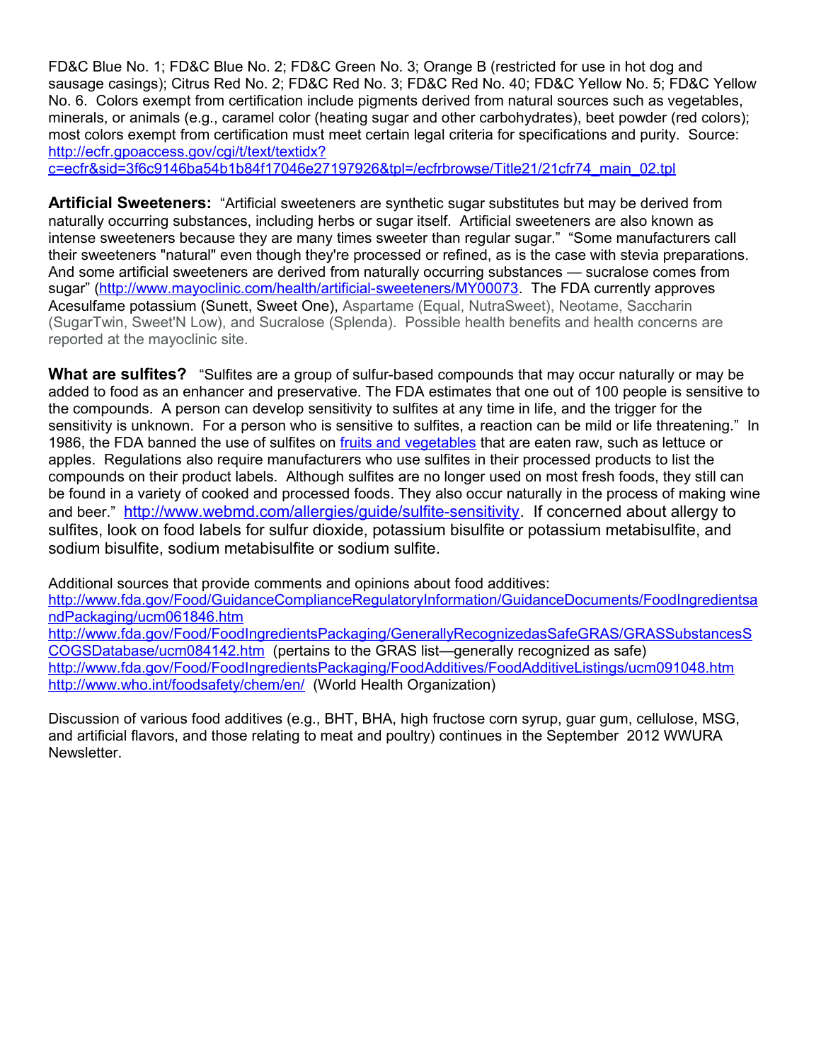FD&C Blue No. 1; FD&C Blue No. 2; FD&C Green No. 3; Orange B (restricted for use in hot dog and sausage casings); Citrus Red No. 2; FD&C Red No. 3; FD&C Red No. 40; FD&C Yellow No. 5; FD&C Yellow No. 6. Colors exempt from certification include pigments derived from natural sources such as vegetables, minerals, or animals (e.g., caramel color (heating sugar and other carbohydrates), beet powder (red colors); most colors exempt from certification must meet certain legal criteria for specifications and purity. Source: [http://ecfr.gpoaccess.gov/cgi/t/text/textidx?c=ecfr&sid=3f6c9146ba54b1b84f17046e27197926&tpl=/ecfrbrowse/Title21/21cfr74_main_02.tpl](http://ecfr.gpoaccess.gov/cgi/t/text/textidx?c=ecfr&sid=3f6c9146ba54b1b84f17046e27197926&tpl=/ecfrbrowse/Title21/21cfr74_main_02.tpl)

**Artificial Sweeteners:** "Artificial sweeteners are synthetic sugar substitutes but may be derived from naturally occurring substances, including herbs or sugar itself. Artificial sweeteners are also known as intense sweeteners because they are many times sweeter than regular sugar." "Some manufacturers call their sweeteners "natural" even though they're processed or refined, as is the case with stevia preparations. And some artificial sweeteners are derived from naturally occurring substances — sucralose comes from sugar" ([http://www.mayoclinic.com/health/artificial-sweeteners/MY00073](http://www.mayoclinic.com/health/artificial-sweeteners/MY00073). The FDA currently approves Acesulfame potassium (Sunett, Sweet One), Aspartame (Equal, NutraSweet), Neotame, Saccharin (SugarTwin, Sweet'N Low), and Sucralose (Splenda). Possible health benefits and health concerns are reported at the mayoclinic site.

**What are sulfites?** "Sulfites are a group of sulfur-based compounds that may occur naturally or may be added to food as an enhancer and preservative. The FDA estimates that one out of 100 people is sensitive to the compounds. A person can develop sensitivity to sulfites at any time in life, and the trigger for the sensitivity is unknown. For a person who is sensitive to sulfites, a reaction can be mild or life threatening." In 1986, the FDA banned the use of sulfites on fruits and vegetables that are eaten raw, such as lettuce or apples. Regulations also require manufacturers who use sulfites in their processed products to list the compounds on their product labels. Although sulfites are no longer used on most fresh foods, they still can be found in a variety of cooked and processed foods. They also occur naturally in the process of making wine and beer." [http://www.webmd.com/allergies/guide/sulfite-sensitivity](http://www.webmd.com/allergies/guide/sulfite-sensitivity). If concerned about allergy to sulfites, look on food labels for sulfur dioxide, potassium bisulfite or potassium metabisulfite, and sodium bisulfite, sodium metabisulfite or sodium sulfite.

Additional sources that provide comments and opinions about food additives:
[http://www.fda.gov/Food/GuidanceComplianceRegulatoryInformation/GuidanceDocuments/FoodIngredientsandPackaging/ucm061846.htm](http://www.fda.gov/Food/GuidanceComplianceRegulatoryInformation/GuidanceDocuments/FoodIngredientsandPackaging/ucm061846.htm)
[http://www.fda.gov/Food/FoodIngredientsPackaging/GenerallyRecognizedasSafeGRAS/GRASSubstancesSCOGSDatabase/ucm084142.htm](http://www.fda.gov/Food/FoodIngredientsPackaging/GenerallyRecognizedasSafeGRAS/GRASSubstancesSCOGSDatabase/ucm084142.htm) (pertains to the GRAS list—generally recognized as safe)
[http://www.fda.gov/Food/FoodIngredientsPackaging/FoodAdditives/FoodAdditiveListings/ucm091048.htm](http://www.fda.gov/Food/FoodIngredientsPackaging/FoodAdditives/FoodAdditiveListings/ucm091048.htm)
[http://www.who.int/foodsafety/chem/en/](http://www.who.int/foodsafety/chem/en/) (World Health Organization)

Discussion of various food additives (e.g., BHT, BHA, high fructose corn syrup, guar gum, cellulose, MSG, and artificial flavors, and those relating to meat and poultry) continues in the September 2012 WWURA Newsletter.